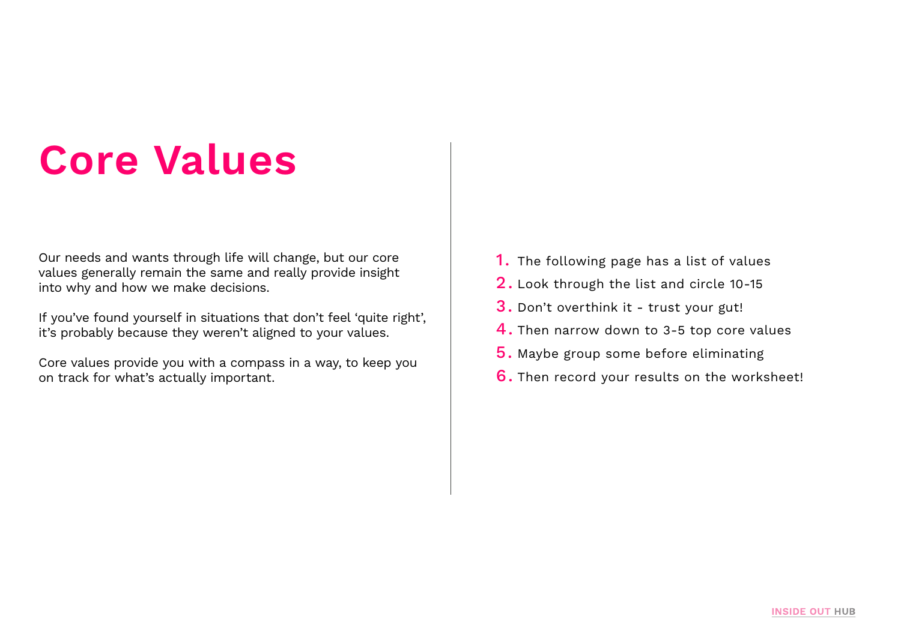# Core Values

Our needs and wants through life will change, but our core values generally remain the same and really provide insight into why and how we make decisions.

If you've found yourself in situations that don't feel 'quite right', it's probably because they weren't aligned to your values.

Core values provide you with a compass in a way, to keep you on track for what's actually important.

1. The following page has a list of values
2. Look through the list and circle 10-15
3. Don't overthink it - trust your gut!
4. Then narrow down to 3-5 top core values
5. Maybe group some before eliminating
6. Then record your results on the worksheet!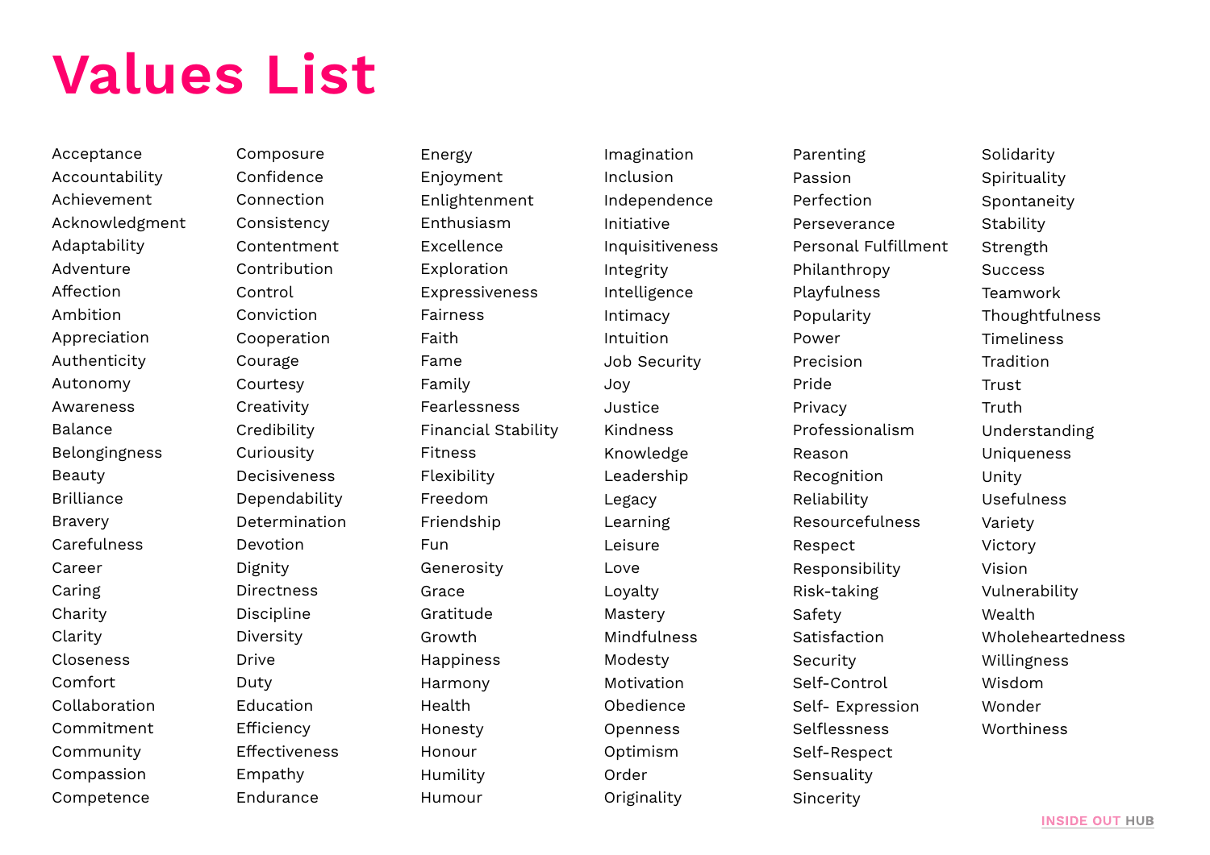# Values List

- Acceptance
- Accountability
- Achievement
- Acknowledgment
- Adaptability
- Adventure
- Affection
- Ambition
- Appreciation
- Authenticity
- Autonomy
- Awareness
- Balance
- Belongingness
- Beauty
- Brilliance
- Bravery
- Carefulness
- Career
- Caring
- Charity
- Clarity
- Closeness
- Comfort
- Collaboration
- Commitment
- Community
- Compassion
- Competence
- Composure
- Confidence
- Connection
- Consistency
- Contentment
- Contribution
- Control
- Conviction
- Cooperation
- Courage
- Courtesy
- Creativity
- Credibility
- Curiousity
- Decisiveness
- Dependability
- Determination
- Devotion
- Dignity
- Directness
- Discipline
- Diversity
- Drive
- Duty
- Education
- Efficiency
- Effectiveness
- Empathy
- Endurance
- Energy
- Enjoyment
- Enlightenment
- Enthusiasm
- Excellence
- Exploration
- Expressiveness
- Fairness
- Faith
- Fame
- Family
- Fearlessness
- Financial Stability
- Fitness
- Flexibility
- Freedom
- Friendship
- Fun
- Generosity
- Grace
- Gratitude
- Growth
- Happiness
- Harmony
- Health
- Honesty
- Honour
- Humility
- Humour
- Imagination
- Inclusion
- Independence
- Initiative
- Inquisitiveness
- Integrity
- Intelligence
- Intimacy
- Intuition
- Job Security
- Joy
- Justice
- Kindness
- Knowledge
- Leadership
- Legacy
- Learning
- Leisure
- Love
- Loyalty
- Mastery
- Mindfulness
- Modesty
- Motivation
- Obedience
- Openness
- Optimism
- Order
- Originality
- Parenting
- Passion
- Perfection
- Perseverance
- Personal Fulfillment
- Philanthropy
- Playfulness
- Popularity
- Power
- Precision
- Pride
- Privacy
- Professionalism
- Reason
- Recognition
- Reliability
- Resourcefulness
- Respect
- Responsibility
- Risk-taking
- Safety
- Satisfaction
- Security
- Self-Control
- Self- Expression
- Selflessness
- Self-Respect
- Sensuality
- Sincerity
- Solidarity
- Spirituality
- Spontaneity
- Stability
- Strength
- Success
- Teamwork
- Thoughtfulness
- Timeliness
- Tradition
- Trust
- Truth
- Understanding
- Uniqueness
- Unity
- Usefulness
- Variety
- Victory
- Vision
- Vulnerability
- Wealth
- Wholeheartedness
- Willingness
- Wisdom
- Wonder
- Worthiness

INSIDE OUT HUB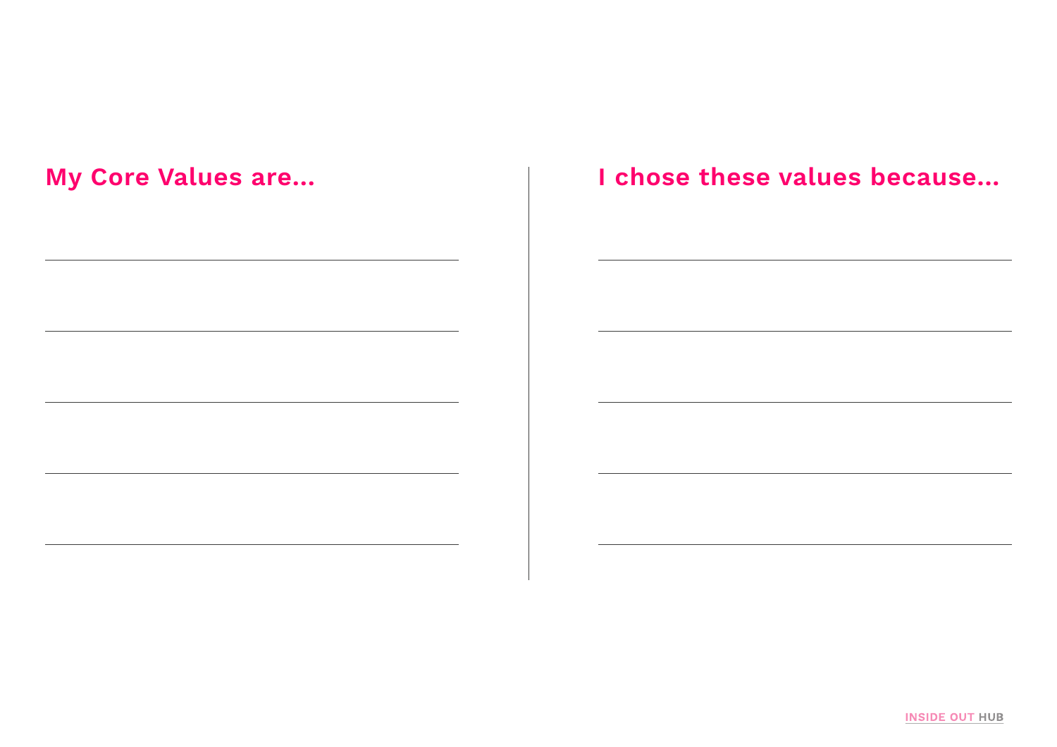## My Core Values are...

## I chose these values because...